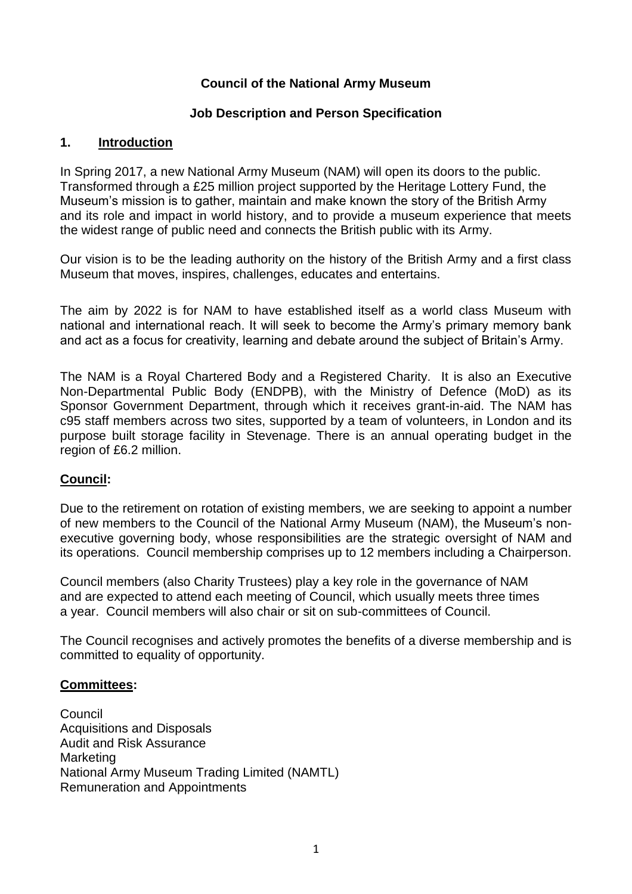# Council of the National Army Museum

## Job Description and Person Specification

### 1. Introduction

In Spring 2017, a new National Army Museum (NAM) will open its doors to the public. Transformed through a £25 million project supported by the Heritage Lottery Fund, the Museum's mission is to gather, maintain and make known the story of the British Army and its role and impact in world history, and to provide a museum experience that meets the widest range of public need and connects the British public with its Army.

Our vision is to be the leading authority on the history of the British Army and a first class Museum that moves, inspires, challenges, educates and entertains.

The aim by 2022 is for NAM to have established itself as a world class Museum with national and international reach. It will seek to become the Army's primary memory bank and act as a focus for creativity, learning and debate around the subject of Britain's Army.

The NAM is a Royal Chartered Body and a Registered Charity. It is also an Executive Non-Departmental Public Body (ENDPB), with the Ministry of Defence (MoD) as its Sponsor Government Department, through which it receives grant-in-aid. The NAM has c95 staff members across two sites, supported by a team of volunteers, in London and its purpose built storage facility in Stevenage. There is an annual operating budget in the region of £6.2 million.

**Council:**

Due to the retirement on rotation of existing members, we are seeking to appoint a number of new members to the Council of the National Army Museum (NAM), the Museum's non-executive governing body, whose responsibilities are the strategic oversight of NAM and its operations. Council membership comprises up to 12 members including a Chairperson.

Council members (also Charity Trustees) play a key role in the governance of NAM and are expected to attend each meeting of Council, which usually meets three times a year. Council members will also chair or sit on sub-committees of Council.

The Council recognises and actively promotes the benefits of a diverse membership and is committed to equality of opportunity.

**Committees:**

Council
Acquisitions and Disposals
Audit and Risk Assurance
Marketing
National Army Museum Trading Limited (NAMTL)
Remuneration and Appointments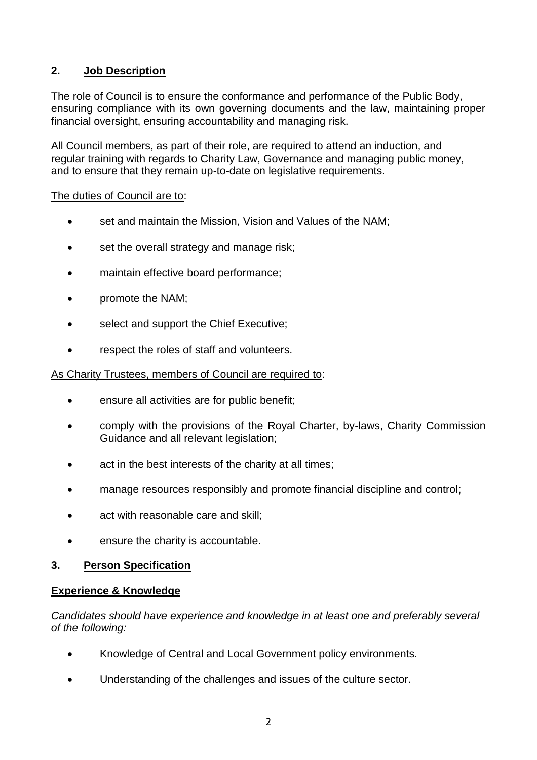## 2. Job Description

The role of Council is to ensure the conformance and performance of the Public Body, ensuring compliance with its own governing documents and the law, maintaining proper financial oversight, ensuring accountability and managing risk.

All Council members, as part of their role, are required to attend an induction, and regular training with regards to Charity Law, Governance and managing public money, and to ensure that they remain up-to-date on legislative requirements.

The duties of Council are to:

- set and maintain the Mission, Vision and Values of the NAM;
- set the overall strategy and manage risk;
- maintain effective board performance;
- promote the NAM;
- select and support the Chief Executive;
- respect the roles of staff and volunteers.

As Charity Trustees, members of Council are required to:

- ensure all activities are for public benefit;
- comply with the provisions of the Royal Charter, by-laws, Charity Commission Guidance and all relevant legislation;
- act in the best interests of the charity at all times;
- manage resources responsibly and promote financial discipline and control;
- act with reasonable care and skill;
- ensure the charity is accountable.

## 3. Person Specification

### Experience & Knowledge

*Candidates should have experience and knowledge in at least one and preferably several of the following:*

- Knowledge of Central and Local Government policy environments.
- Understanding of the challenges and issues of the culture sector.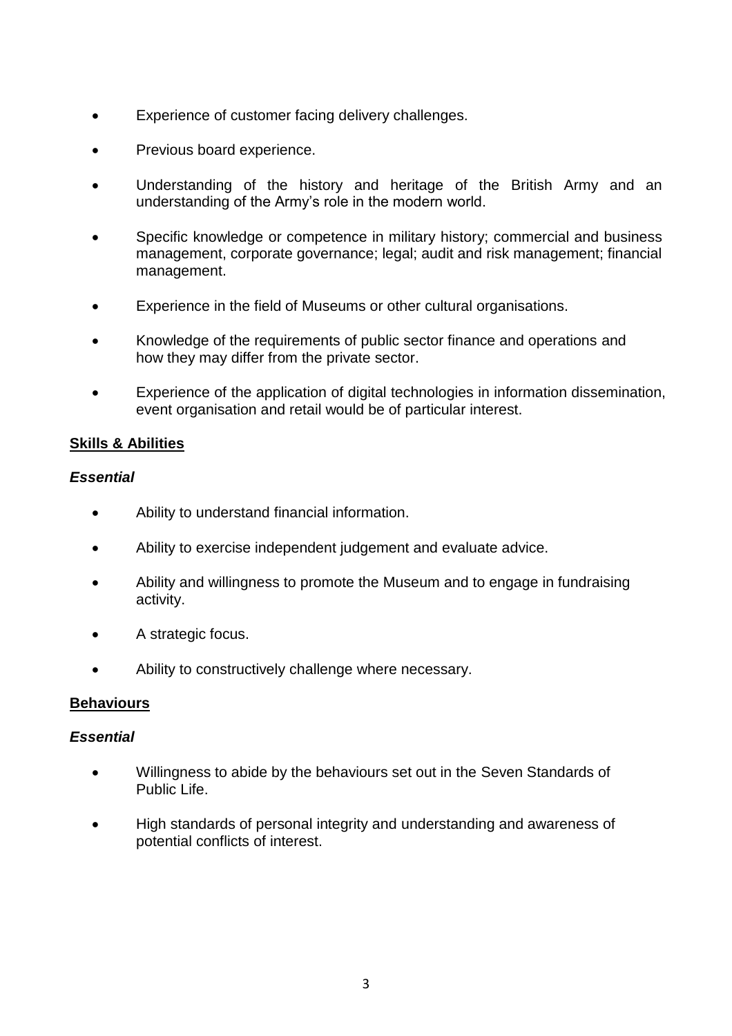- Experience of customer facing delivery challenges.
- Previous board experience.
- Understanding of the history and heritage of the British Army and an understanding of the Army's role in the modern world.
- Specific knowledge or competence in military history; commercial and business management, corporate governance; legal; audit and risk management; financial management.
- Experience in the field of Museums or other cultural organisations.
- Knowledge of the requirements of public sector finance and operations and how they may differ from the private sector.
- Experience of the application of digital technologies in information dissemination, event organisation and retail would be of particular interest.

**Skills & Abilities**

***Essential***

- Ability to understand financial information.
- Ability to exercise independent judgement and evaluate advice.
- Ability and willingness to promote the Museum and to engage in fundraising activity.
- A strategic focus.
- Ability to constructively challenge where necessary.

**Behaviours**

***Essential***

- Willingness to abide by the behaviours set out in the Seven Standards of Public Life.
- High standards of personal integrity and understanding and awareness of potential conflicts of interest.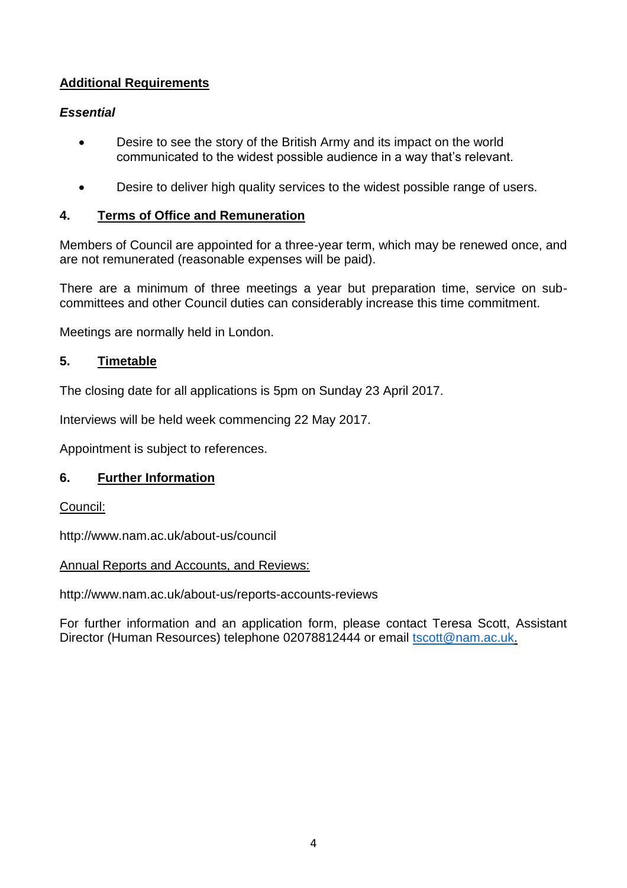**Additional Requirements**

***Essential***

- Desire to see the story of the British Army and its impact on the world communicated to the widest possible audience in a way that's relevant.
- Desire to deliver high quality services to the widest possible range of users.

## 4. Terms of Office and Remuneration

Members of Council are appointed for a three-year term, which may be renewed once, and are not remunerated (reasonable expenses will be paid).

There are a minimum of three meetings a year but preparation time, service on sub-committees and other Council duties can considerably increase this time commitment.

Meetings are normally held in London.

## 5. Timetable

The closing date for all applications is 5pm on Sunday 23 April 2017.

Interviews will be held week commencing 22 May 2017.

Appointment is subject to references.

## 6. Further Information

Council:

http://www.nam.ac.uk/about-us/council

Annual Reports and Accounts, and Reviews:

http://www.nam.ac.uk/about-us/reports-accounts-reviews

For further information and an application form, please contact Teresa Scott, Assistant Director (Human Resources) telephone 02078812444 or email tscott@nam.ac.uk.